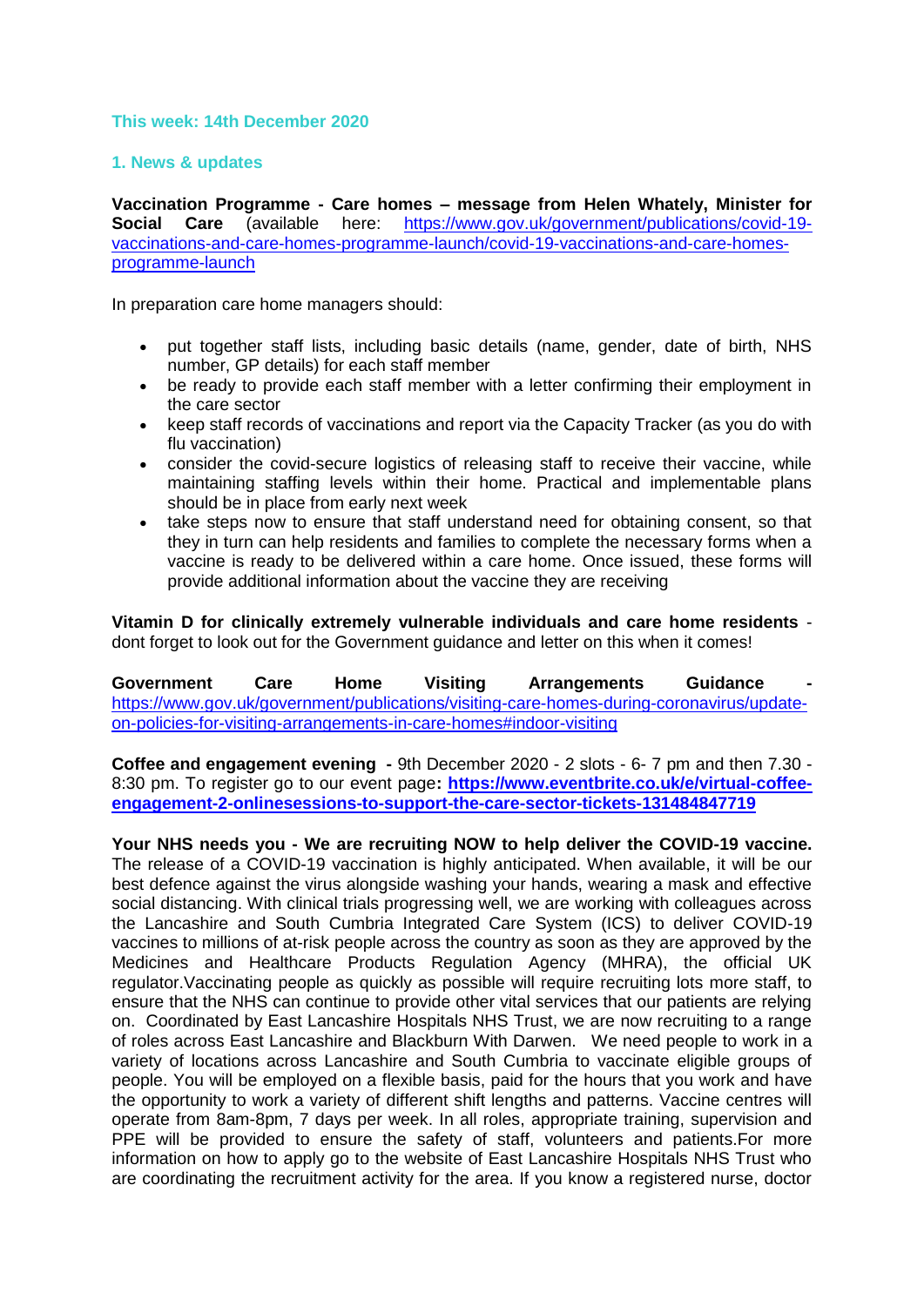## This week: 14th December 2020

### 1. News & updates

**Vaccination Programme - Care homes – message from Helen Whately, Minister for Social Care** (available here: https://www.gov.uk/government/publications/covid-19-vaccinations-and-care-homes-programme-launch/covid-19-vaccinations-and-care-homes-programme-launch)

In preparation care home managers should:

- put together staff lists, including basic details (name, gender, date of birth, NHS number, GP details) for each staff member
- be ready to provide each staff member with a letter confirming their employment in the care sector
- keep staff records of vaccinations and report via the Capacity Tracker (as you do with flu vaccination)
- consider the covid-secure logistics of releasing staff to receive their vaccine, while maintaining staffing levels within their home. Practical and implementable plans should be in place from early next week
- take steps now to ensure that staff understand need for obtaining consent, so that they in turn can help residents and families to complete the necessary forms when a vaccine is ready to be delivered within a care home. Once issued, these forms will provide additional information about the vaccine they are receiving

**Vitamin D for clinically extremely vulnerable individuals and care home residents** - dont forget to look out for the Government guidance and letter on this when it comes!

**Government Care Home Visiting Arrangements Guidance** - https://www.gov.uk/government/publications/visiting-care-homes-during-coronavirus/update-on-policies-for-visiting-arrangements-in-care-homes#indoor-visiting

**Coffee and engagement evening** - 9th December 2020 - 2 slots - 6- 7 pm and then 7.30 - 8:30 pm. To register go to our event page**: https://www.eventbrite.co.uk/e/virtual-coffee-engagement-2-onlinesessions-to-support-the-care-sector-tickets-131484847719**

**Your NHS needs you - We are recruiting NOW to help deliver the COVID-19 vaccine.** The release of a COVID-19 vaccination is highly anticipated. When available, it will be our best defence against the virus alongside washing your hands, wearing a mask and effective social distancing. With clinical trials progressing well, we are working with colleagues across the Lancashire and South Cumbria Integrated Care System (ICS) to deliver COVID-19 vaccines to millions of at-risk people across the country as soon as they are approved by the Medicines and Healthcare Products Regulation Agency (MHRA), the official UK regulator.Vaccinating people as quickly as possible will require recruiting lots more staff, to ensure that the NHS can continue to provide other vital services that our patients are relying on. Coordinated by East Lancashire Hospitals NHS Trust, we are now recruiting to a range of roles across East Lancashire and Blackburn With Darwen. We need people to work in a variety of locations across Lancashire and South Cumbria to vaccinate eligible groups of people. You will be employed on a flexible basis, paid for the hours that you work and have the opportunity to work a variety of different shift lengths and patterns. Vaccine centres will operate from 8am-8pm, 7 days per week. In all roles, appropriate training, supervision and PPE will be provided to ensure the safety of staff, volunteers and patients.For more information on how to apply go to the website of East Lancashire Hospitals NHS Trust who are coordinating the recruitment activity for the area. If you know a registered nurse, doctor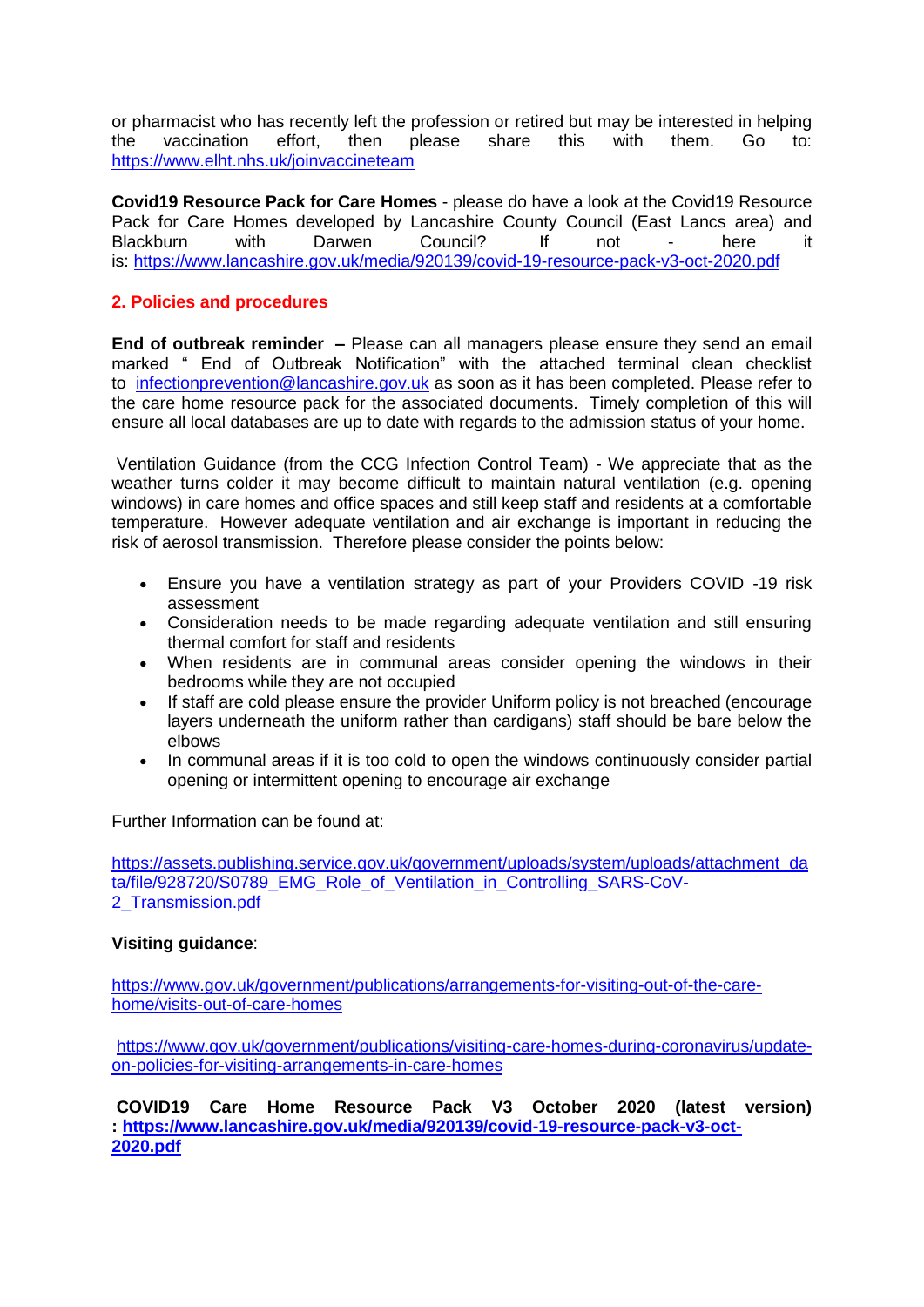or pharmacist who has recently left the profession or retired but may be interested in helping the vaccination effort, then please share this with them. Go to: https://www.elht.nhs.uk/joinvaccineteam

**Covid19 Resource Pack for Care Homes** - please do have a look at the Covid19 Resource Pack for Care Homes developed by Lancashire County Council (East Lancs area) and Blackburn with Darwen Council? If not - here it is: https://www.lancashire.gov.uk/media/920139/covid-19-resource-pack-v3-oct-2020.pdf

## 2. Policies and procedures

**End of outbreak reminder** – Please can all managers please ensure they send an email marked " End of Outbreak Notification" with the attached terminal clean checklist to infectionprevention@lancashire.gov.uk as soon as it has been completed. Please refer to the care home resource pack for the associated documents. Timely completion of this will ensure all local databases are up to date with regards to the admission status of your home.

Ventilation Guidance (from the CCG Infection Control Team) - We appreciate that as the weather turns colder it may become difficult to maintain natural ventilation (e.g. opening windows) in care homes and office spaces and still keep staff and residents at a comfortable temperature. However adequate ventilation and air exchange is important in reducing the risk of aerosol transmission. Therefore please consider the points below:

- Ensure you have a ventilation strategy as part of your Providers COVID -19 risk assessment
- Consideration needs to be made regarding adequate ventilation and still ensuring thermal comfort for staff and residents
- When residents are in communal areas consider opening the windows in their bedrooms while they are not occupied
- If staff are cold please ensure the provider Uniform policy is not breached (encourage layers underneath the uniform rather than cardigans) staff should be bare below the elbows
- In communal areas if it is too cold to open the windows continuously consider partial opening or intermittent opening to encourage air exchange

Further Information can be found at:

https://assets.publishing.service.gov.uk/government/uploads/system/uploads/attachment_data/file/928720/S0789_EMG_Role_of_Ventilation_in_Controlling_SARS-CoV-2_Transmission.pdf

**Visiting guidance**:

https://www.gov.uk/government/publications/arrangements-for-visiting-out-of-the-care-home/visits-out-of-care-homes

https://www.gov.uk/government/publications/visiting-care-homes-during-coronavirus/update-on-policies-for-visiting-arrangements-in-care-homes

**COVID19 Care Home Resource Pack V3 October 2020 (latest version) : https://www.lancashire.gov.uk/media/920139/covid-19-resource-pack-v3-oct-2020.pdf**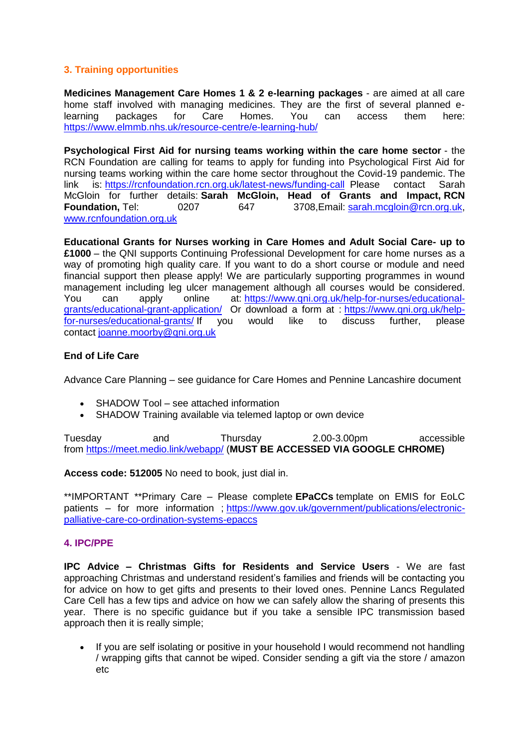## 3. Training opportunities

**Medicines Management Care Homes 1 & 2 e-learning packages** - are aimed at all care home staff involved with managing medicines. They are the first of several planned e-learning packages for Care Homes. You can access them here: https://www.elmmb.nhs.uk/resource-centre/e-learning-hub/

**Psychological First Aid for nursing teams working within the care home sector** - the RCN Foundation are calling for teams to apply for funding into Psychological First Aid for nursing teams working within the care home sector throughout the Covid-19 pandemic. The link is: https://rcnfoundation.rcn.org.uk/latest-news/funding-call Please contact Sarah McGloin for further details: **Sarah McGloin, Head of Grants and Impact, RCN Foundation,** Tel: 0207 647 3708,Email: sarah.mcgloin@rcn.org.uk, www.rcnfoundation.org.uk

**Educational Grants for Nurses working in Care Homes and Adult Social Care- up to £1000** – the QNI supports Continuing Professional Development for care home nurses as a way of promoting high quality care. If you want to do a short course or module and need financial support then please apply! We are particularly supporting programmes in wound management including leg ulcer management although all courses would be considered. You can apply online at: https://www.qni.org.uk/help-for-nurses/educational-grants/educational-grant-application/ Or download a form at : https://www.qni.org.uk/help-for-nurses/educational-grants/ If you would like to discuss further, please contact joanne.moorby@qni.org.uk

### End of Life Care

Advance Care Planning – see guidance for Care Homes and Pennine Lancashire document

- SHADOW Tool – see attached information
- SHADOW Training available via telemed laptop or own device

Tuesday and Thursday 2.00-3.00pm accessible from https://meet.medio.link/webapp/ (**MUST BE ACCESSED VIA GOOGLE CHROME)**

**Access code: 512005** No need to book, just dial in.

**IMPORTANT **Primary Care – Please complete **EPaCCs** template on EMIS for EoLC patients – for more information ; https://www.gov.uk/government/publications/electronic-palliative-care-co-ordination-systems-epaccs

## 4. IPC/PPE

**IPC Advice – Christmas Gifts for Residents and Service Users** - We are fast approaching Christmas and understand resident's families and friends will be contacting you for advice on how to get gifts and presents to their loved ones. Pennine Lancs Regulated Care Cell has a few tips and advice on how we can safely allow the sharing of presents this year. There is no specific guidance but if you take a sensible IPC transmission based approach then it is really simple;

- If you are self isolating or positive in your household I would recommend not handling / wrapping gifts that cannot be wiped. Consider sending a gift via the store / amazon etc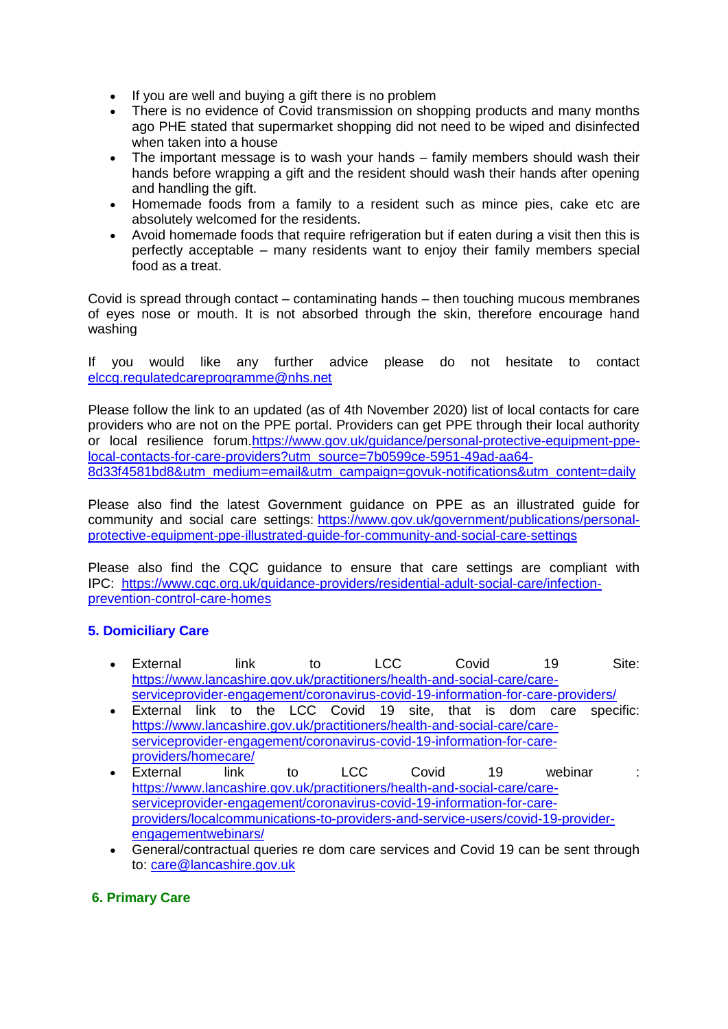- If you are well and buying a gift there is no problem
- There is no evidence of Covid transmission on shopping products and many months ago PHE stated that supermarket shopping did not need to be wiped and disinfected when taken into a house
- The important message is to wash your hands – family members should wash their hands before wrapping a gift and the resident should wash their hands after opening and handling the gift.
- Homemade foods from a family to a resident such as mince pies, cake etc are absolutely welcomed for the residents.
- Avoid homemade foods that require refrigeration but if eaten during a visit then this is perfectly acceptable – many residents want to enjoy their family members special food as a treat.

Covid is spread through contact – contaminating hands – then touching mucous membranes of eyes nose or mouth. It is not absorbed through the skin, therefore encourage hand washing

If you would like any further advice please do not hesitate to contact [elccg.regulatedcareprogramme@nhs.net](mailto:elccg.regulatedcareprogramme@nhs.net)

Please follow the link to an updated (as of 4th November 2020) list of local contacts for care providers who are not on the PPE portal. Providers can get PPE through their local authority or local resilience forum.[https://www.gov.uk/guidance/personal-protective-equipment-ppe-local-contacts-for-care-providers?utm_source=7b0599ce-5951-49ad-aa64-8d33f4581bd8&utm_medium=email&utm_campaign=govuk-notifications&utm_content=daily](https://www.gov.uk/guidance/personal-protective-equipment-ppe-local-contacts-for-care-providers?utm_source=7b0599ce-5951-49ad-aa64-8d33f4581bd8&utm_medium=email&utm_campaign=govuk-notifications&utm_content=daily)

Please also find the latest Government guidance on PPE as an illustrated guide for community and social care settings: [https://www.gov.uk/government/publications/personal-protective-equipment-ppe-illustrated-guide-for-community-and-social-care-settings](https://www.gov.uk/government/publications/personal-protective-equipment-ppe-illustrated-guide-for-community-and-social-care-settings)

Please also find the CQC guidance to ensure that care settings are compliant with IPC: [https://www.cqc.org.uk/guidance-providers/residential-adult-social-care/infection-prevention-control-care-homes](https://www.cqc.org.uk/guidance-providers/residential-adult-social-care/infection-prevention-control-care-homes)

## 5. Domiciliary Care

- External link to LCC Covid 19 Site: [https://www.lancashire.gov.uk/practitioners/health-and-social-care/care-serviceprovider-engagement/coronavirus-covid-19-information-for-care-providers/](https://www.lancashire.gov.uk/practitioners/health-and-social-care/care-serviceprovider-engagement/coronavirus-covid-19-information-for-care-providers/)
- External link to the LCC Covid 19 site, that is dom care specific: [https://www.lancashire.gov.uk/practitioners/health-and-social-care/care-serviceprovider-engagement/coronavirus-covid-19-information-for-care-providers/homecare/](https://www.lancashire.gov.uk/practitioners/health-and-social-care/care-serviceprovider-engagement/coronavirus-covid-19-information-for-care-providers/homecare/)
- External link to LCC Covid 19 webinar : [https://www.lancashire.gov.uk/practitioners/health-and-social-care/care-serviceprovider-engagement/coronavirus-covid-19-information-for-care-providers/localcommunications-to-providers-and-service-users/covid-19-provider-engagementwebinars/](https://www.lancashire.gov.uk/practitioners/health-and-social-care/care-serviceprovider-engagement/coronavirus-covid-19-information-for-care-providers/localcommunications-to-providers-and-service-users/covid-19-provider-engagementwebinars/)
- General/contractual queries re dom care services and Covid 19 can be sent through to: [care@lancashire.gov.uk](mailto:care@lancashire.gov.uk)

## 6. Primary Care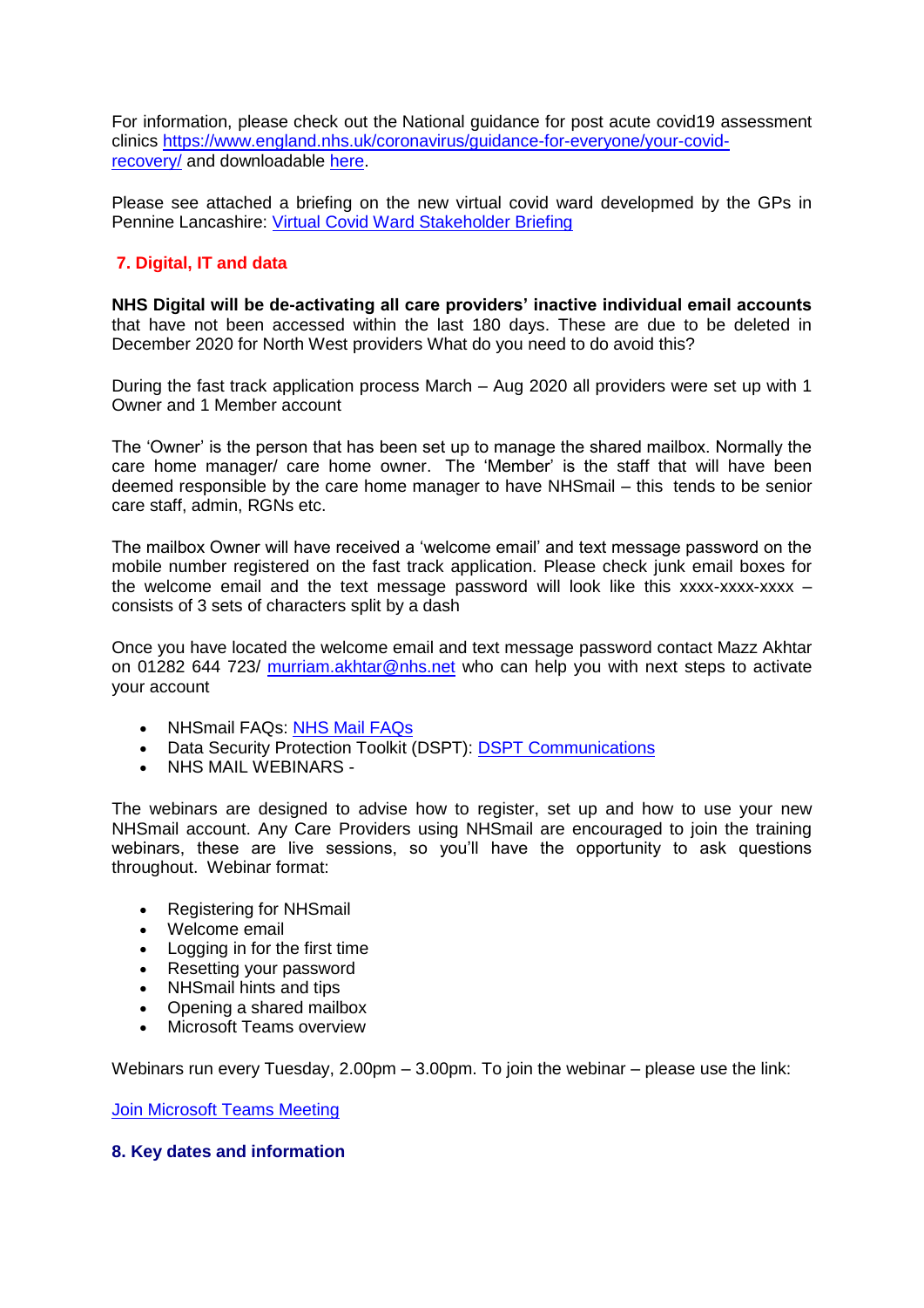For information, please check out the National guidance for post acute covid19 assessment clinics [https://www.england.nhs.uk/coronavirus/guidance-for-everyone/your-covid-recovery/](https://www.england.nhs.uk/coronavirus/guidance-for-everyone/your-covid-recovery/) and downloadable here.

Please see attached a briefing on the new virtual covid ward developmed by the GPs in Pennine Lancashire: Virtual Covid Ward Stakeholder Briefing

## 7. Digital, IT and data

**NHS Digital will be de-activating all care providers' inactive individual email accounts** that have not been accessed within the last 180 days. These are due to be deleted in December 2020 for North West providers What do you need to do avoid this?

During the fast track application process March – Aug 2020 all providers were set up with 1 Owner and 1 Member account

The 'Owner' is the person that has been set up to manage the shared mailbox. Normally the care home manager/ care home owner. The 'Member' is the staff that will have been deemed responsible by the care home manager to have NHSmail – this tends to be senior care staff, admin, RGNs etc.

The mailbox Owner will have received a 'welcome email' and text message password on the mobile number registered on the fast track application. Please check junk email boxes for the welcome email and the text message password will look like this xxxx-xxxx-xxxx – consists of 3 sets of characters split by a dash

Once you have located the welcome email and text message password contact Mazz Akhtar on 01282 644 723/ murriam.akhtar@nhs.net who can help you with next steps to activate your account

- NHSmail FAQs: NHS Mail FAQs
- Data Security Protection Toolkit (DSPT): DSPT Communications
- NHS MAIL WEBINARS -

The webinars are designed to advise how to register, set up and how to use your new NHSmail account. Any Care Providers using NHSmail are encouraged to join the training webinars, these are live sessions, so you'll have the opportunity to ask questions throughout. Webinar format:

- Registering for NHSmail
- Welcome email
- Logging in for the first time
- Resetting your password
- NHSmail hints and tips
- Opening a shared mailbox
- Microsoft Teams overview

Webinars run every Tuesday, 2.00pm – 3.00pm. To join the webinar – please use the link:

Join Microsoft Teams Meeting

## 8. Key dates and information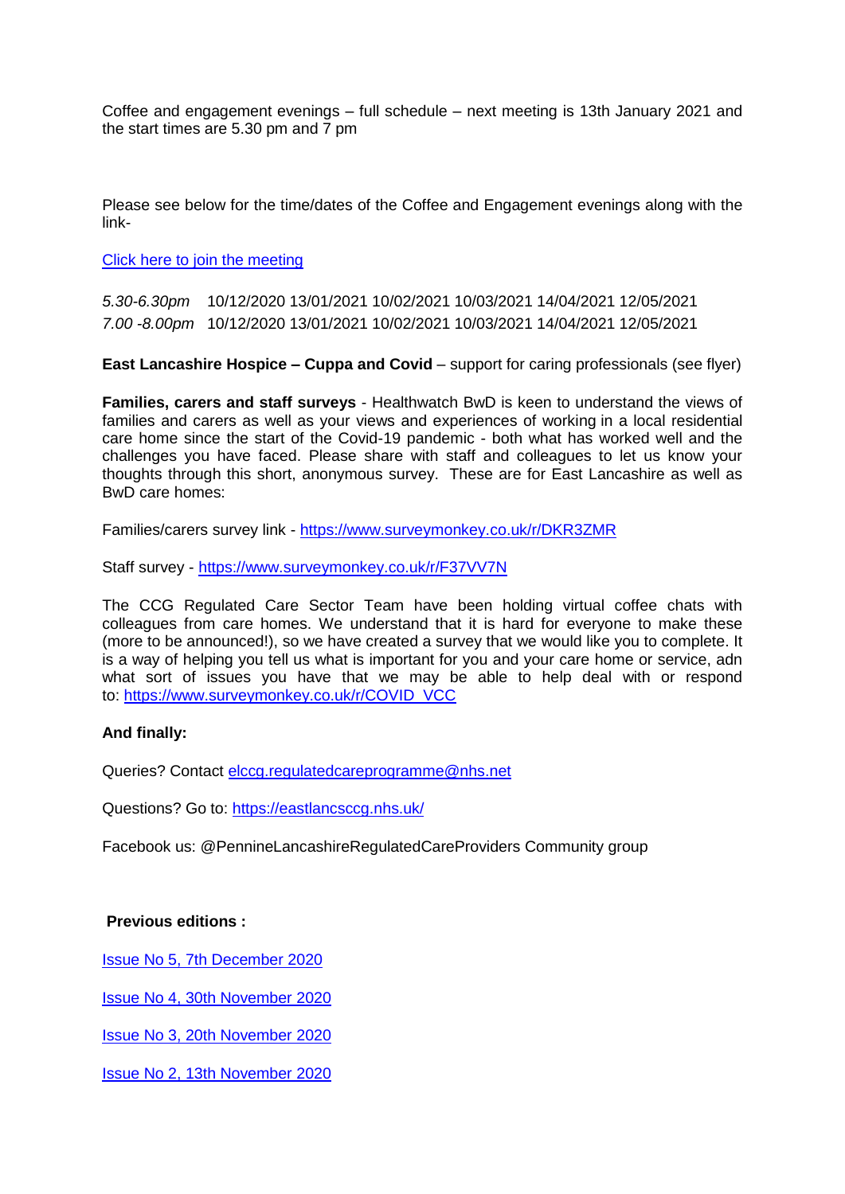Coffee and engagement evenings – full schedule – next meeting is 13th January 2021 and the start times are 5.30 pm and 7 pm

Please see below for the time/dates of the Coffee and Engagement evenings along with the link-

[Click here to join the meeting]

*5.30-6.30pm* 10/12/2020 13/01/2021 10/02/2021 10/03/2021 14/04/2021 12/05/2021
*7.00 -8.00pm* 10/12/2020 13/01/2021 10/02/2021 10/03/2021 14/04/2021 12/05/2021

**East Lancashire Hospice – Cuppa and Covid** – support for caring professionals (see flyer)

**Families, carers and staff surveys** - Healthwatch BwD is keen to understand the views of families and carers as well as your views and experiences of working in a local residential care home since the start of the Covid-19 pandemic - both what has worked well and the challenges you have faced. Please share with staff and colleagues to let us know your thoughts through this short, anonymous survey. These are for East Lancashire as well as BwD care homes:

Families/carers survey link - https://www.surveymonkey.co.uk/r/DKR3ZMR

Staff survey - https://www.surveymonkey.co.uk/r/F37VV7N

The CCG Regulated Care Sector Team have been holding virtual coffee chats with colleagues from care homes. We understand that it is hard for everyone to make these (more to be announced!), so we have created a survey that we would like you to complete. It is a way of helping you tell us what is important for you and your care home or service, adn what sort of issues you have that we may be able to help deal with or respond to: https://www.surveymonkey.co.uk/r/COVID_VCC

**And finally:**

Queries? Contact elccg.regulatedcareprogramme@nhs.net

Questions? Go to: https://eastlancsccg.nhs.uk/

Facebook us: @PennineLancashireRegulatedCareProviders Community group

**Previous editions :**

Issue No 5, 7th December 2020

Issue No 4, 30th November 2020

Issue No 3, 20th November 2020

Issue No 2, 13th November 2020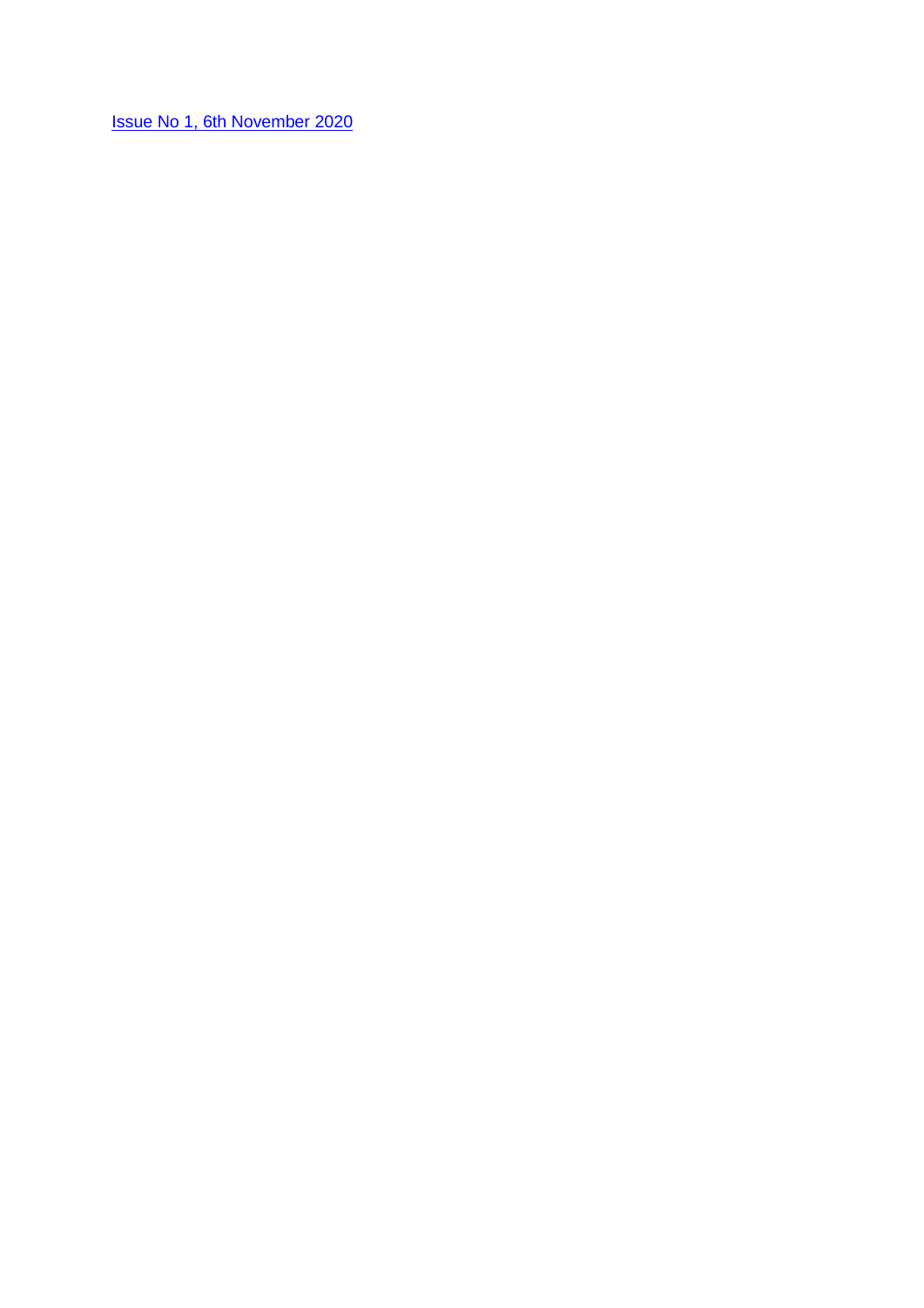Issue No 1, 6th November 2020